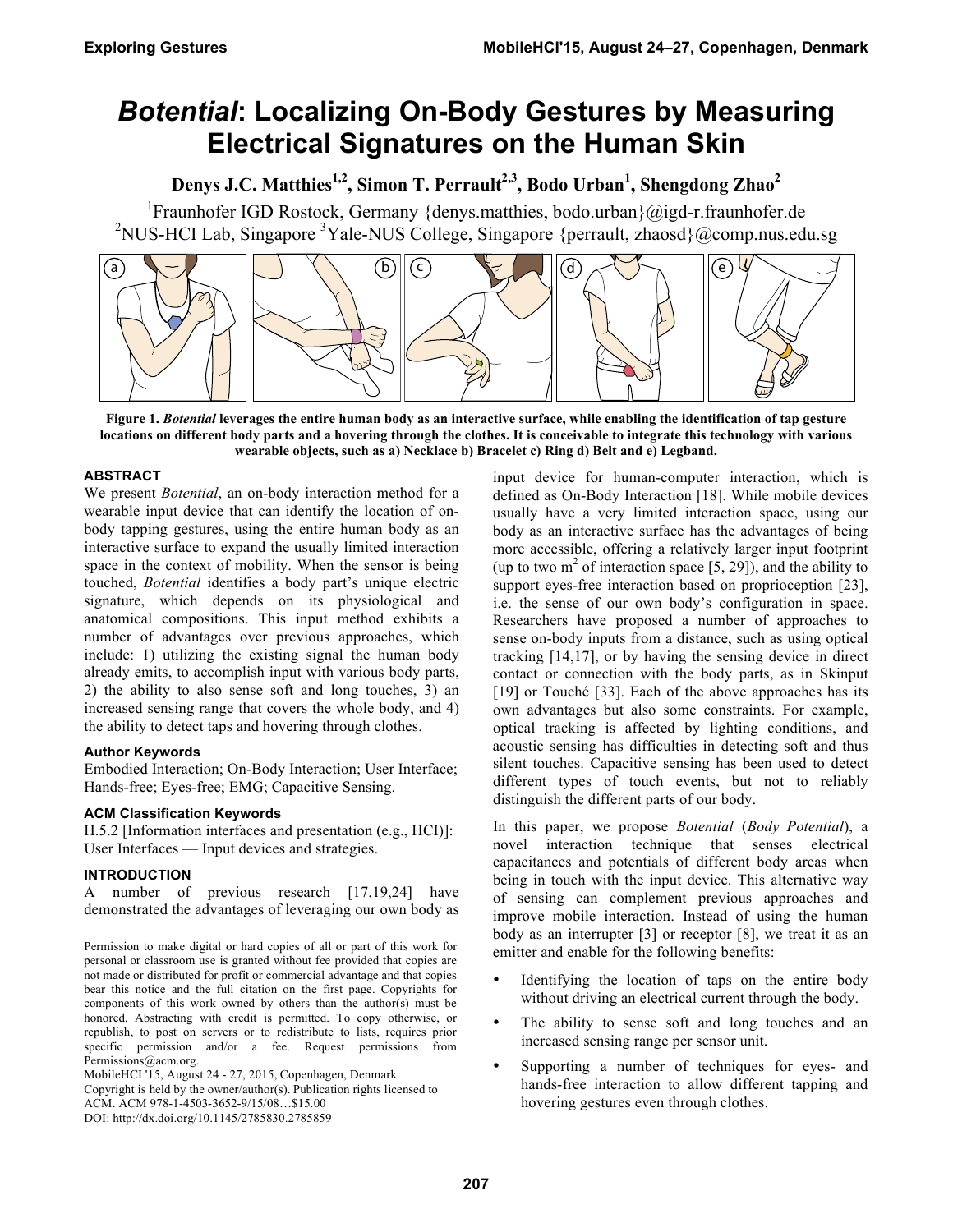# *Botential*: Localizing On-Body Gestures by Measuring Electrical Signatures on the Human Skin

**Denys J.C. Matthies[1,2], Simon T. Perrault[2,3], Bodo Urban[1], Shengdong Zhao[2]**

[1]Fraunhofer IGD Rostock, Germany {denys.matthies, bodo.urban}@igd-r.fraunhofer.de
[2]NUS-HCI Lab, Singapore [3]Yale-NUS College, Singapore {perrault, zhaosd}@comp.nus.edu.sg

**Figure 1. *Botential* leverages the entire human body as an interactive surface, while enabling the identification of tap gesture locations on different body parts and a hovering through the clothes. It is conceivable to integrate this technology with various wearable objects, such as a) Necklace b) Bracelet c) Ring d) Belt and e) Legband.**

### ABSTRACT

We present *Botential*, an on-body interaction method for a wearable input device that can identify the location of on-body tapping gestures, using the entire human body as an interactive surface to expand the usually limited interaction space in the context of mobility. When the sensor is being touched, *Botential* identifies a body part's unique electric signature, which depends on its physiological and anatomical compositions. This input method exhibits a number of advantages over previous approaches, which include: 1) utilizing the existing signal the human body already emits, to accomplish input with various body parts, 2) the ability to also sense soft and long touches, 3) an increased sensing range that covers the whole body, and 4) the ability to detect taps and hovering through clothes.

### Author Keywords

Embodied Interaction; On-Body Interaction; User Interface; Hands-free; Eyes-free; EMG; Capacitive Sensing.

### ACM Classification Keywords

H.5.2 [Information interfaces and presentation (e.g., HCI)]: User Interfaces — Input devices and strategies.

### INTRODUCTION

A number of previous research [17,19,24] have demonstrated the advantages of leveraging our own body as input device for human-computer interaction, which is defined as On-Body Interaction [18]. While mobile devices usually have a very limited interaction space, using our body as an interactive surface has the advantages of being more accessible, offering a relatively larger input footprint (up to two m$^2$ of interaction space [5, 29]), and the ability to support eyes-free interaction based on proprioception [23], i.e. the sense of our own body's configuration in space. Researchers have proposed a number of approaches to sense on-body inputs from a distance, such as using optical tracking [14,17], or by having the sensing device in direct contact or connection with the body parts, as in Skinput [19] or Touché [33]. Each of the above approaches has its own advantages but also some constraints. For example, optical tracking is affected by lighting conditions, and acoustic sensing has difficulties in detecting soft and thus silent touches. Capacitive sensing has been used to detect different types of touch events, but not to reliably distinguish the different parts of our body.

In this paper, we propose *Botential* (Body Potential), a novel interaction technique that senses electrical capacitances and potentials of different body areas when being in touch with the input device. This alternative way of sensing can complement previous approaches and improve mobile interaction. Instead of using the human body as an interrupter [3] or receptor [8], we treat it as an emitter and enable for the following benefits:

- Identifying the location of taps on the entire body without driving an electrical current through the body.
- The ability to sense soft and long touches and an increased sensing range per sensor unit.
- Supporting a number of techniques for eyes- and hands-free interaction to allow different tapping and hovering gestures even through clothes.

Permission to make digital or hard copies of all or part of this work for personal or classroom use is granted without fee provided that copies are not made or distributed for profit or commercial advantage and that copies bear this notice and the full citation on the first page. Copyrights for components of this work owned by others than the author(s) must be honored. Abstracting with credit is permitted. To copy otherwise, or republish, to post on servers or to redistribute to lists, requires prior specific permission and/or a fee. Request permissions from Permissions@acm.org.
MobileHCI '15, August 24 - 27, 2015, Copenhagen, Denmark
Copyright is held by the owner/author(s). Publication rights licensed to ACM. ACM 978-1-4503-3652-9/15/08…$15.00
DOI: http://dx.doi.org/10.1145/2785830.2785859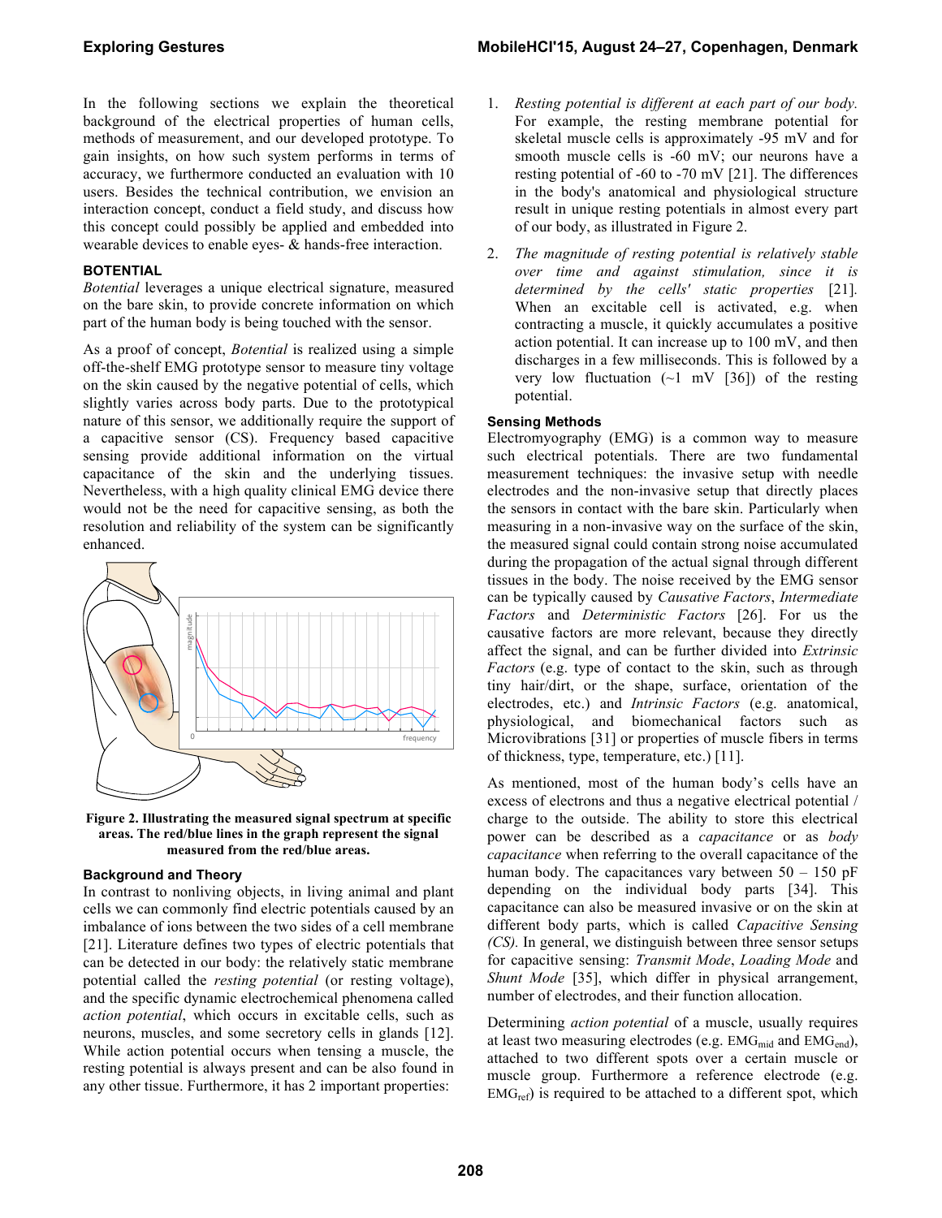In the following sections we explain the theoretical background of the electrical properties of human cells, methods of measurement, and our developed prototype. To gain insights, on how such system performs in terms of accuracy, we furthermore conducted an evaluation with 10 users. Besides the technical contribution, we envision an interaction concept, conduct a field study, and discuss how this concept could possibly be applied and embedded into wearable devices to enable eyes- & hands-free interaction.

## BOTENTIAL

*Botential* leverages a unique electrical signature, measured on the bare skin, to provide concrete information on which part of the human body is being touched with the sensor.

As a proof of concept, *Botential* is realized using a simple off-the-shelf EMG prototype sensor to measure tiny voltage on the skin caused by the negative potential of cells, which slightly varies across body parts. Due to the prototypical nature of this sensor, we additionally require the support of a capacitive sensor (CS). Frequency based capacitive sensing provide additional information on the virtual capacitance of the skin and the underlying tissues. Nevertheless, with a high quality clinical EMG device there would not be the need for capacitive sensing, as both the resolution and reliability of the system can be significantly enhanced.

**Figure 2. Illustrating the measured signal spectrum at specific areas. The red/blue lines in the graph represent the signal measured from the red/blue areas.**

### Background and Theory

In contrast to nonliving objects, in living animal and plant cells we can commonly find electric potentials caused by an imbalance of ions between the two sides of a cell membrane [21]. Literature defines two types of electric potentials that can be detected in our body: the relatively static membrane potential called the *resting potential* (or resting voltage), and the specific dynamic electrochemical phenomena called *action potential*, which occurs in excitable cells, such as neurons, muscles, and some secretory cells in glands [12]. While action potential occurs when tensing a muscle, the resting potential is always present and can be also found in any other tissue. Furthermore, it has 2 important properties:

1. *Resting potential is different at each part of our body.* For example, the resting membrane potential for skeletal muscle cells is approximately -95 mV and for smooth muscle cells is -60 mV; our neurons have a resting potential of -60 to -70 mV [21]. The differences in the body's anatomical and physiological structure result in unique resting potentials in almost every part of our body, as illustrated in Figure 2.
2. *The magnitude of resting potential is relatively stable over time and against stimulation, since it is determined by the cells' static properties* [21]. When an excitable cell is activated, e.g. when contracting a muscle, it quickly accumulates a positive action potential. It can increase up to 100 mV, and then discharges in a few milliseconds. This is followed by a very low fluctuation (~1 mV [36]) of the resting potential.

### Sensing Methods

Electromyography (EMG) is a common way to measure such electrical potentials. There are two fundamental measurement techniques: the invasive setup with needle electrodes and the non-invasive setup that directly places the sensors in contact with the bare skin. Particularly when measuring in a non-invasive way on the surface of the skin, the measured signal could contain strong noise accumulated during the propagation of the actual signal through different tissues in the body. The noise received by the EMG sensor can be typically caused by *Causative Factors*, *Intermediate Factors* and *Deterministic Factors* [26]. For us the causative factors are more relevant, because they directly affect the signal, and can be further divided into *Extrinsic Factors* (e.g. type of contact to the skin, such as through tiny hair/dirt, or the shape, surface, orientation of the electrodes, etc.) and *Intrinsic Factors* (e.g. anatomical, physiological, and biomechanical factors such as Microvibrations [31] or properties of muscle fibers in terms of thickness, type, temperature, etc.) [11].

As mentioned, most of the human body's cells have an excess of electrons and thus a negative electrical potential / charge to the outside. The ability to store this electrical power can be described as a *capacitance* or as *body capacitance* when referring to the overall capacitance of the human body. The capacitances vary between 50 – 150 pF depending on the individual body parts [34]. This capacitance can also be measured invasive or on the skin at different body parts, which is called *Capacitive Sensing (CS).* In general, we distinguish between three sensor setups for capacitive sensing: *Transmit Mode*, *Loading Mode* and *Shunt Mode* [35], which differ in physical arrangement, number of electrodes, and their function allocation.

Determining *action potential* of a muscle, usually requires at least two measuring electrodes (e.g. $EMG_{mid}$ and $EMG_{end}$), attached to two different spots over a certain muscle or muscle group. Furthermore a reference electrode (e.g. $EMG_{ref}$) is required to be attached to a different spot, which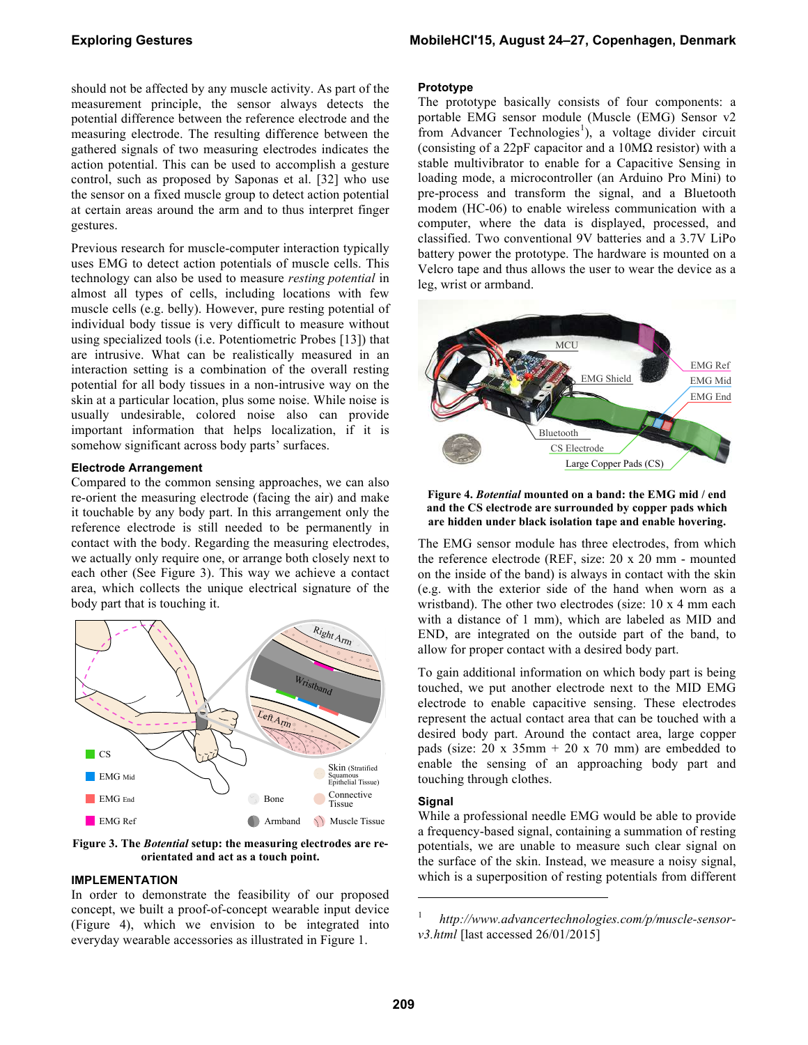should not be affected by any muscle activity. As part of the measurement principle, the sensor always detects the potential difference between the reference electrode and the measuring electrode. The resulting difference between the gathered signals of two measuring electrodes indicates the action potential. This can be used to accomplish a gesture control, such as proposed by Saponas et al. [32] who use the sensor on a fixed muscle group to detect action potential at certain areas around the arm and to thus interpret finger gestures.

Previous research for muscle-computer interaction typically uses EMG to detect action potentials of muscle cells. This technology can also be used to measure *resting potential* in almost all types of cells, including locations with few muscle cells (e.g. belly). However, pure resting potential of individual body tissue is very difficult to measure without using specialized tools (i.e. Potentiometric Probes [13]) that are intrusive. What can be realistically measured in an interaction setting is a combination of the overall resting potential for all body tissues in a non-intrusive way on the skin at a particular location, plus some noise. While noise is usually undesirable, colored noise also can provide important information that helps localization, if it is somehow significant across body parts' surfaces.

### Electrode Arrangement

Compared to the common sensing approaches, we can also re-orient the measuring electrode (facing the air) and make it touchable by any body part. In this arrangement only the reference electrode is still needed to be permanently in contact with the body. Regarding the measuring electrodes, we actually only require one, or arrange both closely next to each other (See Figure 3). This way we achieve a contact area, which collects the unique electrical signature of the body part that is touching it.

**Figure 3. The *Botential* setup: the measuring electrodes are re-orientated and act as a touch point.**

## IMPLEMENTATION

In order to demonstrate the feasibility of our proposed concept, we built a proof-of-concept wearable input device (Figure 4), which we envision to be integrated into everyday wearable accessories as illustrated in Figure 1.

### Prototype

The prototype basically consists of four components: a portable EMG sensor module (Muscle (EMG) Sensor v2 from Advancer Technologies[1]), a voltage divider circuit (consisting of a 22pF capacitor and a 10MΩ resistor) with a stable multivibrator to enable for a Capacitive Sensing in loading mode, a microcontroller (an Arduino Pro Mini) to pre-process and transform the signal, and a Bluetooth modem (HC-06) to enable wireless communication with a computer, where the data is displayed, processed, and classified. Two conventional 9V batteries and a 3.7V LiPo battery power the prototype. The hardware is mounted on a Velcro tape and thus allows the user to wear the device as a leg, wrist or armband.

**Figure 4. *Botential* mounted on a band: the EMG mid / end and the CS electrode are surrounded by copper pads which are hidden under black isolation tape and enable hovering.**

The EMG sensor module has three electrodes, from which the reference electrode (REF, size: 20 x 20 mm - mounted on the inside of the band) is always in contact with the skin (e.g. with the exterior side of the hand when worn as a wristband). The other two electrodes (size: 10 x 4 mm each with a distance of 1 mm), which are labeled as MID and END, are integrated on the outside part of the band, to allow for proper contact with a desired body part.

To gain additional information on which body part is being touched, we put another electrode next to the MID EMG electrode to enable capacitive sensing. These electrodes represent the actual contact area that can be touched with a desired body part. Around the contact area, large copper pads (size: 20 x 35mm + 20 x 70 mm) are embedded to enable the sensing of an approaching body part and touching through clothes.

### Signal

While a professional needle EMG would be able to provide a frequency-based signal, containing a summation of resting potentials, we are unable to measure such clear signal on the surface of the skin. Instead, we measure a noisy signal, which is a superposition of resting potentials from different

[1] *http://www.advancertechnologies.com/p/muscle-sensor-v3.html* [last accessed 26/01/2015]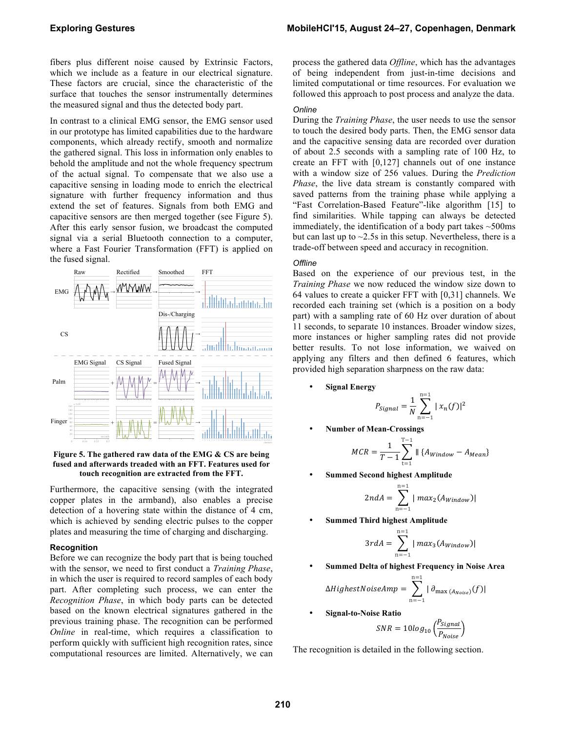fibers plus different noise caused by Extrinsic Factors, which we include as a feature in our electrical signature. These factors are crucial, since the characteristic of the surface that touches the sensor instrumentally determines the measured signal and thus the detected body part.

In contrast to a clinical EMG sensor, the EMG sensor used in our prototype has limited capabilities due to the hardware components, which already rectify, smooth and normalize the gathered signal. This loss in information only enables to behold the amplitude and not the whole frequency spectrum of the actual signal. To compensate that we also use a capacitive sensing in loading mode to enrich the electrical signature with further frequency information and thus extend the set of features. Signals from both EMG and capacitive sensors are then merged together (see Figure 5). After this early sensor fusion, we broadcast the computed signal via a serial Bluetooth connection to a computer, where a Fast Fourier Transformation (FFT) is applied on the fused signal.

Raw
Rectified
Smoothed
FFT
EMG
Dis-/Charging
CS
EMG Signal
CS Signal
Fused Signal
Palm
Finger

**Figure 5. The gathered raw data of the EMG & CS are being fused and afterwards treaded with an FFT. Features used for touch recognition are extracted from the FFT.**

Furthermore, the capacitive sensing (with the integrated copper plates in the armband), also enables a precise detection of a hovering state within the distance of 4 cm, which is achieved by sending electric pulses to the copper plates and measuring the time of charging and discharging.

### Recognition

Before we can recognize the body part that is being touched with the sensor, we need to first conduct a *Training Phase*, in which the user is required to record samples of each body part. After completing such process, we can enter the *Recognition Phase*, in which body parts can be detected based on the known electrical signatures gathered in the previous training phase. The recognition can be performed *Online* in real-time, which requires a classification to perform quickly with sufficient high recognition rates, since computational resources are limited. Alternatively, we can process the gathered data *Offline*, which has the advantages of being independent from just-in-time decisions and limited computational or time resources. For evaluation we followed this approach to post process and analyze the data.

#### *Online*

During the *Training Phase*, the user needs to use the sensor to touch the desired body parts. Then, the EMG sensor data and the capacitive sensing data are recorded over duration of about 2.5 seconds with a sampling rate of 100 Hz, to create an FFT with [0,127] channels out of one instance with a window size of 256 values. During the *Prediction Phase*, the live data stream is constantly compared with saved patterns from the training phase while applying a "Fast Correlation-Based Feature"-like algorithm [15] to find similarities. While tapping can always be detected immediately, the identification of a body part takes ~500ms but can last up to ~2.5s in this setup. Nevertheless, there is a trade-off between speed and accuracy in recognition.

#### *Offline*

Based on the experience of our previous test, in the *Training Phase* we now reduced the window size down to 64 values to create a quicker FFT with [0,31] channels. We recorded each training set (which is a position on a body part) with a sampling rate of 60 Hz over duration of about 11 seconds, to separate 10 instances. Broader window sizes, more instances or higher sampling rates did not provide better results. To not lose information, we waived on applying any filters and then defined 6 features, which provided high separation sharpness on the raw data:

- **Signal Energy**

$$P_{Signal} = \frac{1}{N}\sum_{n=-1}^{n=1} |x_n(f)|^2$$

- **Number of Mean-Crossings**

$$MCR = \frac{1}{T-1}\sum_{t=1}^{T-1} \Vert \{A_{Window} - A_{Mean}\}$$

- **Summed Second highest Amplitude**

$$2ndA = \sum_{n=-1}^{n=1} |\, max_2(A_{Window})|$$

- **Summed Third highest Amplitude**

$$3rdA = \sum_{n=-1}^{n=1} |\, max_3(A_{Window})|$$

- **Summed Delta of highest Frequency in Noise Area**

$$\Delta HighestNoiseAmp = \sum_{n=-1}^{n=1} |\, \partial_{\max\,(A_{Noise})}(f)|$$

- **Signal-to-Noise Ratio**

$$SNR = 10log_{10}\left(\frac{P_{Signal}}{P_{Noise}}\right)$$

The recognition is detailed in the following section.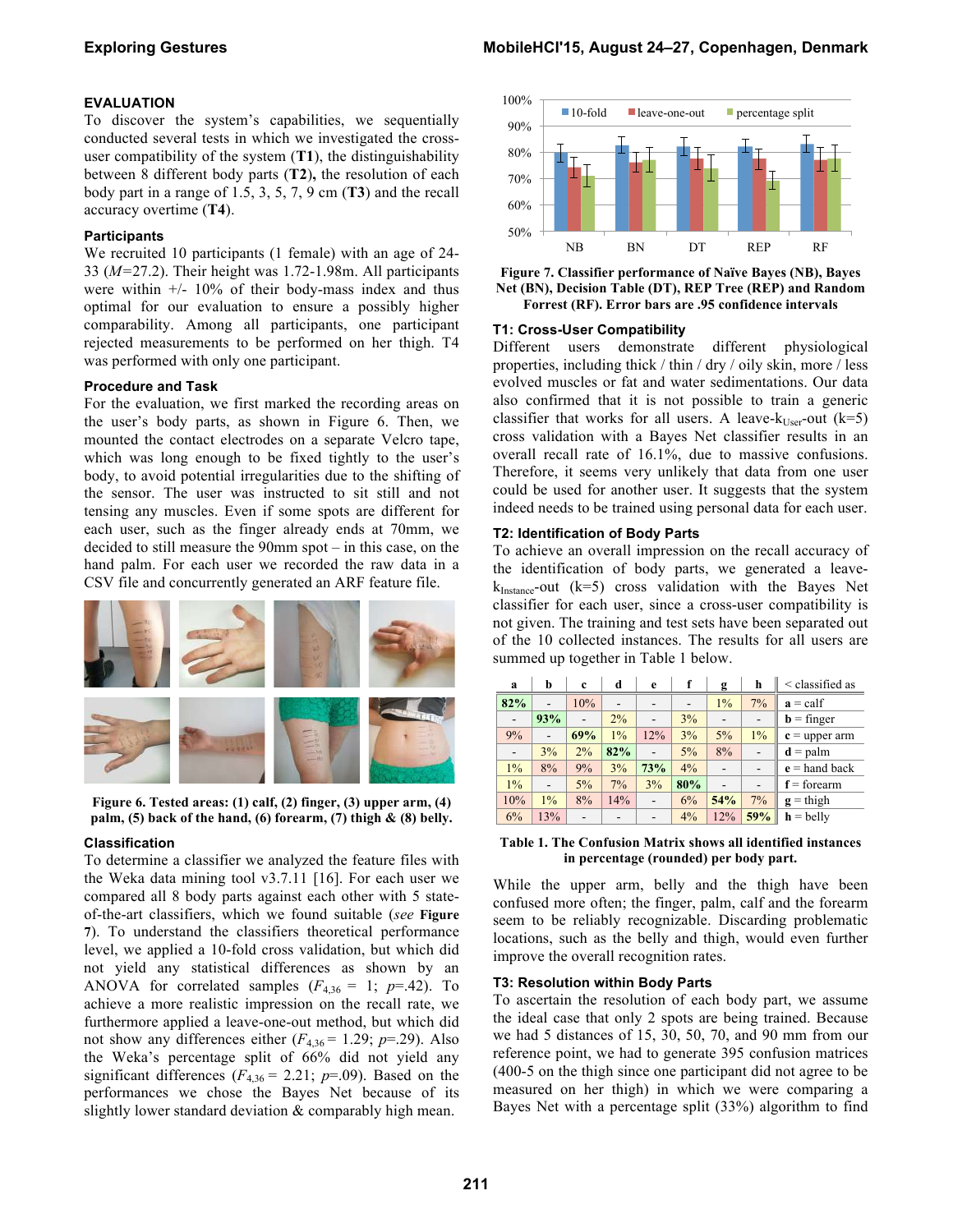## EVALUATION

To discover the system's capabilities, we sequentially conducted several tests in which we investigated the cross-user compatibility of the system (**T1**), the distinguishability between 8 different body parts (**T2**), the resolution of each body part in a range of 1.5, 3, 5, 7, 9 cm (**T3**) and the recall accuracy overtime (**T4**).

### Participants

We recruited 10 participants (1 female) with an age of 24-33 (*M*=27.2). Their height was 1.72-1.98m. All participants were within +/- 10% of their body-mass index and thus optimal for our evaluation to ensure a possibly higher comparability. Among all participants, one participant rejected measurements to be performed on her thigh. T4 was performed with only one participant.

### Procedure and Task

For the evaluation, we first marked the recording areas on the user's body parts, as shown in Figure 6. Then, we mounted the contact electrodes on a separate Velcro tape, which was long enough to be fixed tightly to the user's body, to avoid potential irregularities due to the shifting of the sensor. The user was instructed to sit still and not tensing any muscles. Even if some spots are different for each user, such as the finger already ends at 70mm, we decided to still measure the 90mm spot – in this case, on the hand palm. For each user we recorded the raw data in a CSV file and concurrently generated an ARF feature file.

**Figure 6. Tested areas: (1) calf, (2) finger, (3) upper arm, (4) palm, (5) back of the hand, (6) forearm, (7) thigh & (8) belly.**

### Classification

To determine a classifier we analyzed the feature files with the Weka data mining tool v3.7.11 [16]. For each user we compared all 8 body parts against each other with 5 state-of-the-art classifiers, which we found suitable (*see* **Figure 7**). To understand the classifiers theoretical performance level, we applied a 10-fold cross validation, but which did not yield any statistical differences as shown by an ANOVA for correlated samples ($F_{4,36}$ = 1; *p*=.42). To achieve a more realistic impression on the recall rate, we furthermore applied a leave-one-out method, but which did not show any differences either ($F_{4,36}$ = 1.29; *p*=.29). Also the Weka's percentage split of 66% did not yield any significant differences ($F_{4,36}$ = 2.21; *p*=.09). Based on the performances we chose the Bayes Net because of its slightly lower standard deviation & comparably high mean.

**Figure 7. Classifier performance of Naïve Bayes (NB), Bayes Net (BN), Decision Table (DT), REP Tree (REP) and Random Forrest (RF). Error bars are .95 confidence intervals**

### T1: Cross-User Compatibility

Different users demonstrate different physiological properties, including thick / thin / dry / oily skin, more / less evolved muscles or fat and water sedimentations. Our data also confirmed that it is not possible to train a generic classifier that works for all users. A leave-$k_{User}$-out (k=5) cross validation with a Bayes Net classifier results in an overall recall rate of 16.1%, due to massive confusions. Therefore, it seems very unlikely that data from one user could be used for another user. It suggests that the system indeed needs to be trained using personal data for each user.

### T2: Identification of Body Parts

To achieve an overall impression on the recall accuracy of the identification of body parts, we generated a leave-$k_{Instance}$-out (k=5) cross validation with the Bayes Net classifier for each user, since a cross-user compatibility is not given. The training and test sets have been separated out of the 10 collected instances. The results for all users are summed up together in Table 1 below.

| a | b | c | d | e | f | g | h | < classified as |
|---|---|---|---|---|---|---|---|---|
| **82%** | - | 10% | - | - | - | 1% | 7% | **a** = calf |
| - | **93%** | - | 2% | - | 3% | - | - | **b** = finger |
| 9% | - | **69%** | 1% | 12% | 3% | 5% | 1% | **c** = upper arm |
| - | 3% | 2% | **82%** | - | 5% | 8% | - | **d** = palm |
| 1% | 8% | 9% | 3% | **73%** | 4% | - | - | **e** = hand back |
| 1% | - | 5% | 7% | 3% | **80%** | - | - | **f** = forearm |
| 10% | 1% | 8% | 14% | - | 6% | **54%** | 7% | **g** = thigh |
| 6% | 13% | - | - | - | 4% | 12% | **59%** | **h** = belly |

**Table 1. The Confusion Matrix shows all identified instances in percentage (rounded) per body part.**

While the upper arm, belly and the thigh have been confused more often; the finger, palm, calf and the forearm seem to be reliably recognizable. Discarding problematic locations, such as the belly and thigh, would even further improve the overall recognition rates.

### T3: Resolution within Body Parts

To ascertain the resolution of each body part, we assume the ideal case that only 2 spots are being trained. Because we had 5 distances of 15, 30, 50, 70, and 90 mm from our reference point, we had to generate 395 confusion matrices (400-5 on the thigh since one participant did not agree to be measured on her thigh) in which we were comparing a Bayes Net with a percentage split (33%) algorithm to find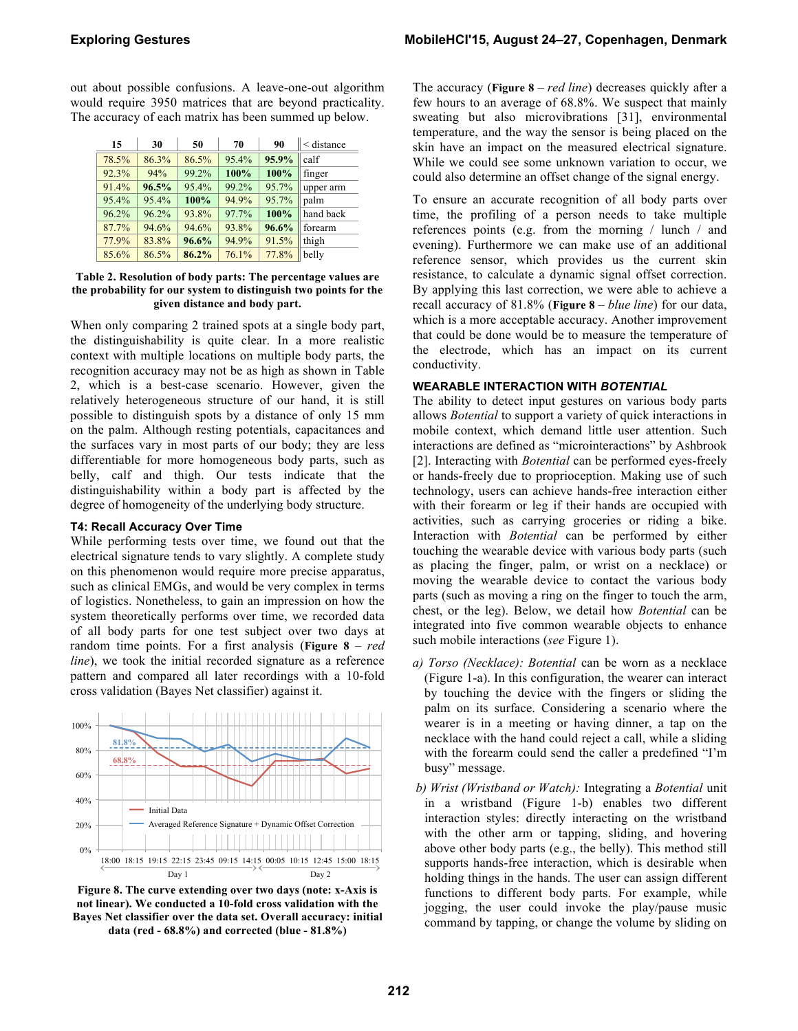out about possible confusions. A leave-one-out algorithm would require 3950 matrices that are beyond practicality. The accuracy of each matrix has been summed up below.

| 15 | 30 | 50 | 70 | 90 | < distance |
|---|---|---|---|---|---|
| 78.5% | 86.3% | 86.5% | 95.4% | **95.9%** | calf |
| 92.3% | 94% | 99.2% | **100%** | **100%** | finger |
| 91.4% | **96.5%** | 95.4% | 99.2% | 95.7% | upper arm |
| 95.4% | 95.4% | **100%** | 94.9% | 95.7% | palm |
| 96.2% | 96.2% | 93.8% | 97.7% | **100%** | hand back |
| 87.7% | 94.6% | 94.6% | 93.8% | **96.6%** | forearm |
| 77.9% | 83.8% | **96.6%** | 94.9% | 91.5% | thigh |
| 85.6% | 86.5% | **86.2%** | 76.1% | 77.8% | belly |

**Table 2. Resolution of body parts: The percentage values are the probability for our system to distinguish two points for the given distance and body part.**

When only comparing 2 trained spots at a single body part, the distinguishability is quite clear. In a more realistic context with multiple locations on multiple body parts, the recognition accuracy may not be as high as shown in Table 2, which is a best-case scenario. However, given the relatively heterogeneous structure of our hand, it is still possible to distinguish spots by a distance of only 15 mm on the palm. Although resting potentials, capacitances and the surfaces vary in most parts of our body; they are less differentiable for more homogeneous body parts, such as belly, calf and thigh. Our tests indicate that the distinguishability within a body part is affected by the degree of homogeneity of the underlying body structure.

### T4: Recall Accuracy Over Time

While performing tests over time, we found out that the electrical signature tends to vary slightly. A complete study on this phenomenon would require more precise apparatus, such as clinical EMGs, and would be very complex in terms of logistics. Nonetheless, to gain an impression on how the system theoretically performs over time, we recorded data of all body parts for one test subject over two days at random time points. For a first analysis (**Figure 8** – *red line*), we took the initial recorded signature as a reference pattern and compared all later recordings with a 10-fold cross validation (Bayes Net classifier) against it.

100%
80%
60%
40%
20%
0%
81.8%
68.8%
Initial Data
Averaged Reference Signature + Dynamic Offset Correction
18:00 18:15 19:15 22:15 23:45 09:15 14:15 00:05 10:15 12:45 15:00 18:15
Day 1
Day 2

**Figure 8. The curve extending over two days (note: x-Axis is not linear). We conducted a 10-fold cross validation with the Bayes Net classifier over the data set. Overall accuracy: initial data (red - 68.8%) and corrected (blue - 81.8%)**

The accuracy (**Figure 8** – *red line*) decreases quickly after a few hours to an average of 68.8%. We suspect that mainly sweating but also microvibrations [31], environmental temperature, and the way the sensor is being placed on the skin have an impact on the measured electrical signature. While we could see some unknown variation to occur, we could also determine an offset change of the signal energy.

To ensure an accurate recognition of all body parts over time, the profiling of a person needs to take multiple references points (e.g. from the morning / lunch / and evening). Furthermore we can make use of an additional reference sensor, which provides us the current skin resistance, to calculate a dynamic signal offset correction. By applying this last correction, we were able to achieve a recall accuracy of 81.8% (**Figure 8** – *blue line*) for our data, which is a more acceptable accuracy. Another improvement that could be done would be to measure the temperature of the electrode, which has an impact on its current conductivity.

## WEARABLE INTERACTION WITH *BOTENTIAL*

The ability to detect input gestures on various body parts allows *Botential* to support a variety of quick interactions in mobile context, which demand little user attention. Such interactions are defined as "microinteractions" by Ashbrook [2]. Interacting with *Botential* can be performed eyes-freely or hands-freely due to proprioception. Making use of such technology, users can achieve hands-free interaction either with their forearm or leg if their hands are occupied with activities, such as carrying groceries or riding a bike. Interaction with *Botential* can be performed by either touching the wearable device with various body parts (such as placing the finger, palm, or wrist on a necklace) or moving the wearable device to contact the various body parts (such as moving a ring on the finger to touch the arm, chest, or the leg). Below, we detail how *Botential* can be integrated into five common wearable objects to enhance such mobile interactions (*see* Figure 1).

*a) Torso (Necklace): Botential* can be worn as a necklace (Figure 1-a). In this configuration, the wearer can interact by touching the device with the fingers or sliding the palm on its surface. Considering a scenario where the wearer is in a meeting or having dinner, a tap on the necklace with the hand could reject a call, while a sliding with the forearm could send the caller a predefined "I'm busy" message.

*b) Wrist (Wristband or Watch):* Integrating a *Botential* unit in a wristband (Figure 1-b) enables two different interaction styles: directly interacting on the wristband with the other arm or tapping, sliding, and hovering above other body parts (e.g., the belly). This method still supports hands-free interaction, which is desirable when holding things in the hands. The user can assign different functions to different body parts. For example, while jogging, the user could invoke the play/pause music command by tapping, or change the volume by sliding on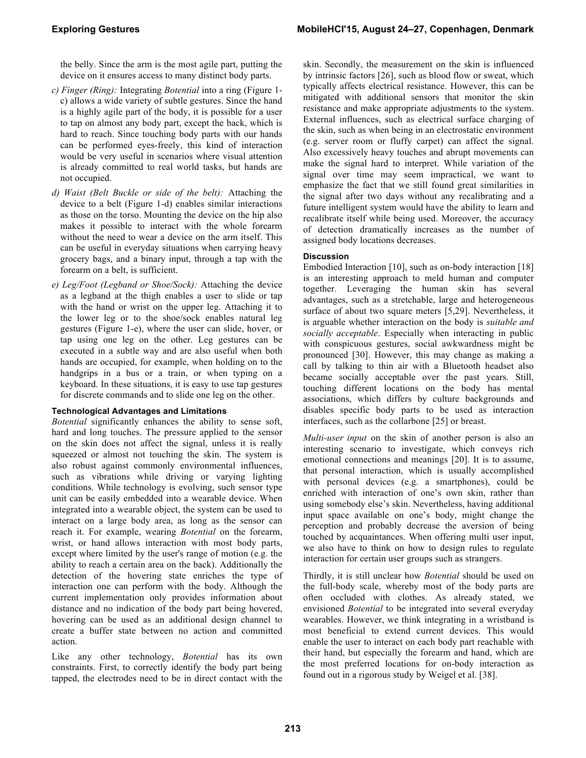the belly. Since the arm is the most agile part, putting the device on it ensures access to many distinct body parts.

*c) Finger (Ring):* Integrating *Botential* into a ring (Figure 1-c) allows a wide variety of subtle gestures. Since the hand is a highly agile part of the body, it is possible for a user to tap on almost any body part, except the back, which is hard to reach. Since touching body parts with our hands can be performed eyes-freely, this kind of interaction would be very useful in scenarios where visual attention is already committed to real world tasks, but hands are not occupied.

*d) Waist (Belt Buckle or side of the belt):* Attaching the device to a belt (Figure 1-d) enables similar interactions as those on the torso. Mounting the device on the hip also makes it possible to interact with the whole forearm without the need to wear a device on the arm itself. This can be useful in everyday situations when carrying heavy grocery bags, and a binary input, through a tap with the forearm on a belt, is sufficient.

*e) Leg/Foot (Legband or Shoe/Sock):* Attaching the device as a legband at the thigh enables a user to slide or tap with the hand or wrist on the upper leg. Attaching it to the lower leg or to the shoe/sock enables natural leg gestures (Figure 1-e), where the user can slide, hover, or tap using one leg on the other. Leg gestures can be executed in a subtle way and are also useful when both hands are occupied, for example, when holding on to the handgrips in a bus or a train, or when typing on a keyboard. In these situations, it is easy to use tap gestures for discrete commands and to slide one leg on the other.

### Technological Advantages and Limitations

*Botential* significantly enhances the ability to sense soft, hard and long touches. The pressure applied to the sensor on the skin does not affect the signal, unless it is really squeezed or almost not touching the skin. The system is also robust against commonly environmental influences, such as vibrations while driving or varying lighting conditions. While technology is evolving, such sensor type unit can be easily embedded into a wearable device. When integrated into a wearable object, the system can be used to interact on a large body area, as long as the sensor can reach it. For example, wearing *Botential* on the forearm, wrist, or hand allows interaction with most body parts, except where limited by the user's range of motion (e.g. the ability to reach a certain area on the back). Additionally the detection of the hovering state enriches the type of interaction one can perform with the body. Although the current implementation only provides information about distance and no indication of the body part being hovered, hovering can be used as an additional design channel to create a buffer state between no action and committed action.

Like any other technology, *Botential* has its own constraints. First, to correctly identify the body part being tapped, the electrodes need to be in direct contact with the skin. Secondly, the measurement on the skin is influenced by intrinsic factors [26], such as blood flow or sweat, which typically affects electrical resistance. However, this can be mitigated with additional sensors that monitor the skin resistance and make appropriate adjustments to the system. External influences, such as electrical surface charging of the skin, such as when being in an electrostatic environment (e.g. server room or fluffy carpet) can affect the signal. Also excessively heavy touches and abrupt movements can make the signal hard to interpret. While variation of the signal over time may seem impractical, we want to emphasize the fact that we still found great similarities in the signal after two days without any recalibrating and a future intelligent system would have the ability to learn and recalibrate itself while being used. Moreover, the accuracy of detection dramatically increases as the number of assigned body locations decreases.

### Discussion

Embodied Interaction [10], such as on-body interaction [18] is an interesting approach to meld human and computer together. Leveraging the human skin has several advantages, such as a stretchable, large and heterogeneous surface of about two square meters [5,29]. Nevertheless, it is arguable whether interaction on the body is *suitable and socially acceptable*. Especially when interacting in public with conspicuous gestures, social awkwardness might be pronounced [30]. However, this may change as making a call by talking to thin air with a Bluetooth headset also became socially acceptable over the past years. Still, touching different locations on the body has mental associations, which differs by culture backgrounds and disables specific body parts to be used as interaction interfaces, such as the collarbone [25] or breast.

*Multi-user input* on the skin of another person is also an interesting scenario to investigate, which conveys rich emotional connections and meanings [20]. It is to assume, that personal interaction, which is usually accomplished with personal devices (e.g. a smartphones), could be enriched with interaction of one's own skin, rather than using somebody else's skin. Nevertheless, having additional input space available on one's body, might change the perception and probably decrease the aversion of being touched by acquaintances. When offering multi user input, we also have to think on how to design rules to regulate interaction for certain user groups such as strangers.

Thirdly, it is still unclear how *Botential* should be used on the full-body scale, whereby most of the body parts are often occluded with clothes. As already stated, we envisioned *Botential* to be integrated into several everyday wearables. However, we think integrating in a wristband is most beneficial to extend current devices. This would enable the user to interact on each body part reachable with their hand, but especially the forearm and hand, which are the most preferred locations for on-body interaction as found out in a rigorous study by Weigel et al. [38].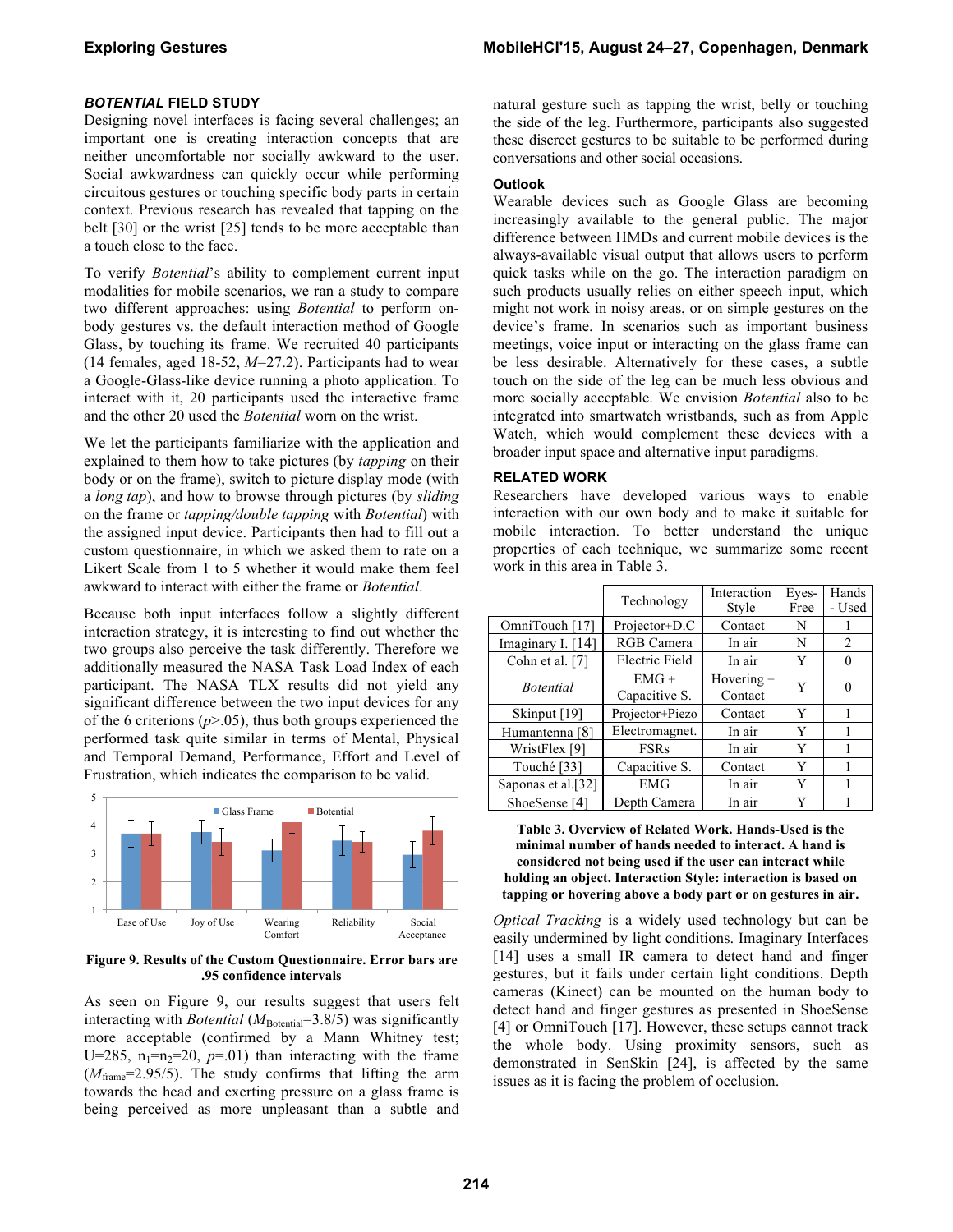### *BOTENTIAL* FIELD STUDY

Designing novel interfaces is facing several challenges; an important one is creating interaction concepts that are neither uncomfortable nor socially awkward to the user. Social awkwardness can quickly occur while performing circuitous gestures or touching specific body parts in certain context. Previous research has revealed that tapping on the belt [30] or the wrist [25] tends to be more acceptable than a touch close to the face.

To verify *Botential*'s ability to complement current input modalities for mobile scenarios, we ran a study to compare two different approaches: using *Botential* to perform on-body gestures vs. the default interaction method of Google Glass, by touching its frame. We recruited 40 participants (14 females, aged 18-52, $M$=27.2). Participants had to wear a Google-Glass-like device running a photo application. To interact with it, 20 participants used the interactive frame and the other 20 used the *Botential* worn on the wrist.

We let the participants familiarize with the application and explained to them how to take pictures (by *tapping* on their body or on the frame), switch to picture display mode (with a *long tap*), and how to browse through pictures (by *sliding* on the frame or *tapping/double tapping* with *Botential*) with the assigned input device. Participants then had to fill out a custom questionnaire, in which we asked them to rate on a Likert Scale from 1 to 5 whether it would make them feel awkward to interact with either the frame or *Botential*.

Because both input interfaces follow a slightly different interaction strategy, it is interesting to find out whether the two groups also perceive the task differently. Therefore we additionally measured the NASA Task Load Index of each participant. The NASA TLX results did not yield any significant difference between the two input devices for any of the 6 criterions ($p$>.05), thus both groups experienced the performed task quite similar in terms of Mental, Physical and Temporal Demand, Performance, Effort and Level of Frustration, which indicates the comparison to be valid.

**Figure 9. Results of the Custom Questionnaire. Error bars are .95 confidence intervals**

As seen on Figure 9, our results suggest that users felt interacting with *Botential* ($M_{Botential}$=3.8/5) was significantly more acceptable (confirmed by a Mann Whitney test; U=285, $n_1$=$n_2$=20, $p$=.01) than interacting with the frame ($M_{frame}$=2.95/5). The study confirms that lifting the arm towards the head and exerting pressure on a glass frame is being perceived as more unpleasant than a subtle and natural gesture such as tapping the wrist, belly or touching the side of the leg. Furthermore, participants also suggested these discreet gestures to be suitable to be performed during conversations and other social occasions.

#### Outlook

Wearable devices such as Google Glass are becoming increasingly available to the general public. The major difference between HMDs and current mobile devices is the always-available visual output that allows users to perform quick tasks while on the go. The interaction paradigm on such products usually relies on either speech input, which might not work in noisy areas, or on simple gestures on the device's frame. In scenarios such as important business meetings, voice input or interacting on the glass frame can be less desirable. Alternatively for these cases, a subtle touch on the side of the leg can be much less obvious and more socially acceptable. We envision *Botential* also to be integrated into smartwatch wristbands, such as from Apple Watch, which would complement these devices with a broader input space and alternative input paradigms.

### RELATED WORK

Researchers have developed various ways to enable interaction with our own body and to make it suitable for mobile interaction. To better understand the unique properties of each technique, we summarize some recent work in this area in Table 3.

| | Technology | Interaction Style | Eyes-Free | Hands - Used |
|---|---|---|---|---|
| OmniTouch [17] | Projector+D.C | Contact | N | 1 |
| Imaginary I. [14] | RGB Camera | In air | N | 2 |
| Cohn et al. [7] | Electric Field | In air | Y | 0 |
| *Botential* | EMG + Capacitive S. | Hovering + Contact | Y | 0 |
| Skinput [19] | Projector+Piezo | Contact | Y | 1 |
| Humantenna [8] | Electromagnet. | In air | Y | 1 |
| WristFlex [9] | FSRs | In air | Y | 1 |
| Touché [33] | Capacitive S. | Contact | Y | 1 |
| Saponas et al.[32] | EMG | In air | Y | 1 |
| ShoeSense [4] | Depth Camera | In air | Y | 1 |

**Table 3. Overview of Related Work. Hands-Used is the minimal number of hands needed to interact. A hand is considered not being used if the user can interact while holding an object. Interaction Style: interaction is based on tapping or hovering above a body part or on gestures in air.**

*Optical Tracking* is a widely used technology but can be easily undermined by light conditions. Imaginary Interfaces [14] uses a small IR camera to detect hand and finger gestures, but it fails under certain light conditions. Depth cameras (Kinect) can be mounted on the human body to detect hand and finger gestures as presented in ShoeSense [4] or OmniTouch [17]. However, these setups cannot track the whole body. Using proximity sensors, such as demonstrated in SenSkin [24], is affected by the same issues as it is facing the problem of occlusion.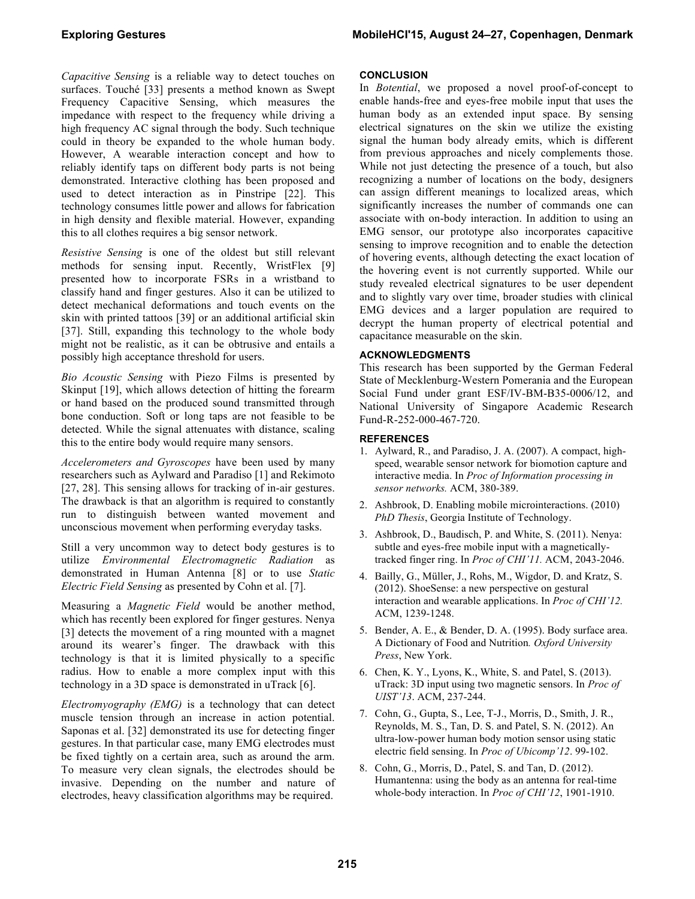*Capacitive Sensing* is a reliable way to detect touches on surfaces. Touché [33] presents a method known as Swept Frequency Capacitive Sensing, which measures the impedance with respect to the frequency while driving a high frequency AC signal through the body. Such technique could in theory be expanded to the whole human body. However, A wearable interaction concept and how to reliably identify taps on different body parts is not being demonstrated. Interactive clothing has been proposed and used to detect interaction as in Pinstripe [22]. This technology consumes little power and allows for fabrication in high density and flexible material. However, expanding this to all clothes requires a big sensor network.

*Resistive Sensing* is one of the oldest but still relevant methods for sensing input. Recently, WristFlex [9] presented how to incorporate FSRs in a wristband to classify hand and finger gestures. Also it can be utilized to detect mechanical deformations and touch events on the skin with printed tattoos [39] or an additional artificial skin [37]. Still, expanding this technology to the whole body might not be realistic, as it can be obtrusive and entails a possibly high acceptance threshold for users.

*Bio Acoustic Sensing* with Piezo Films is presented by Skinput [19], which allows detection of hitting the forearm or hand based on the produced sound transmitted through bone conduction. Soft or long taps are not feasible to be detected. While the signal attenuates with distance, scaling this to the entire body would require many sensors.

*Accelerometers and Gyroscopes* have been used by many researchers such as Aylward and Paradiso [1] and Rekimoto [27, 28]. This sensing allows for tracking of in-air gestures. The drawback is that an algorithm is required to constantly run to distinguish between wanted movement and unconscious movement when performing everyday tasks.

Still a very uncommon way to detect body gestures is to utilize *Environmental Electromagnetic Radiation* as demonstrated in Human Antenna [8] or to use *Static Electric Field Sensing* as presented by Cohn et al. [7].

Measuring a *Magnetic Field* would be another method, which has recently been explored for finger gestures. Nenya [3] detects the movement of a ring mounted with a magnet around its wearer's finger. The drawback with this technology is that it is limited physically to a specific radius. How to enable a more complex input with this technology in a 3D space is demonstrated in uTrack [6].

*Electromyography (EMG)* is a technology that can detect muscle tension through an increase in action potential. Saponas et al. [32] demonstrated its use for detecting finger gestures. In that particular case, many EMG electrodes must be fixed tightly on a certain area, such as around the arm. To measure very clean signals, the electrodes should be invasive. Depending on the number and nature of electrodes, heavy classification algorithms may be required.

## CONCLUSION

In *Potential*, we proposed a novel proof-of-concept to enable hands-free and eyes-free mobile input that uses the human body as an extended input space. By sensing electrical signatures on the skin we utilize the existing signal the human body already emits, which is different from previous approaches and nicely complements those. While not just detecting the presence of a touch, but also recognizing a number of locations on the body, designers can assign different meanings to localized areas, which significantly increases the number of commands one can associate with on-body interaction. In addition to using an EMG sensor, our prototype also incorporates capacitive sensing to improve recognition and to enable the detection of hovering events, although detecting the exact location of the hovering event is not currently supported. While our study revealed electrical signatures to be user dependent and to slightly vary over time, broader studies with clinical EMG devices and a larger population are required to decrypt the human property of electrical potential and capacitance measurable on the skin.

## ACKNOWLEDGMENTS

This research has been supported by the German Federal State of Mecklenburg-Western Pomerania and the European Social Fund under grant ESF/IV-BM-B35-0006/12, and National University of Singapore Academic Research Fund-R-252-000-467-720.

## REFERENCES

1. Aylward, R., and Paradiso, J. A. (2007). A compact, high-speed, wearable sensor network for biomotion capture and interactive media. In *Proc of Information processing in sensor networks.* ACM, 380-389.
2. Ashbrook, D. Enabling mobile microinteractions. (2010) *PhD Thesis*, Georgia Institute of Technology.
3. Ashbrook, D., Baudisch, P. and White, S. (2011). Nenya: subtle and eyes-free mobile input with a magnetically-tracked finger ring. In *Proc of CHI'11.* ACM, 2043-2046.
4. Bailly, G., Müller, J., Rohs, M., Wigdor, D. and Kratz, S. (2012). ShoeSense: a new perspective on gestural interaction and wearable applications. In *Proc of CHI'12.* ACM, 1239-1248.
5. Bender, A. E., & Bender, D. A. (1995). Body surface area. A Dictionary of Food and Nutrition*. Oxford University Press*, New York.
6. Chen, K. Y., Lyons, K., White, S. and Patel, S. (2013). uTrack: 3D input using two magnetic sensors. In *Proc of UIST'13*. ACM, 237-244.
7. Cohn, G., Gupta, S., Lee, T-J., Morris, D., Smith, J. R., Reynolds, M. S., Tan, D. S. and Patel, S. N. (2012). An ultra-low-power human body motion sensor using static electric field sensing. In *Proc of Ubicomp'12*. 99-102.
8. Cohn, G., Morris, D., Patel, S. and Tan, D. (2012). Humantenna: using the body as an antenna for real-time whole-body interaction. In *Proc of CHI'12*, 1901-1910.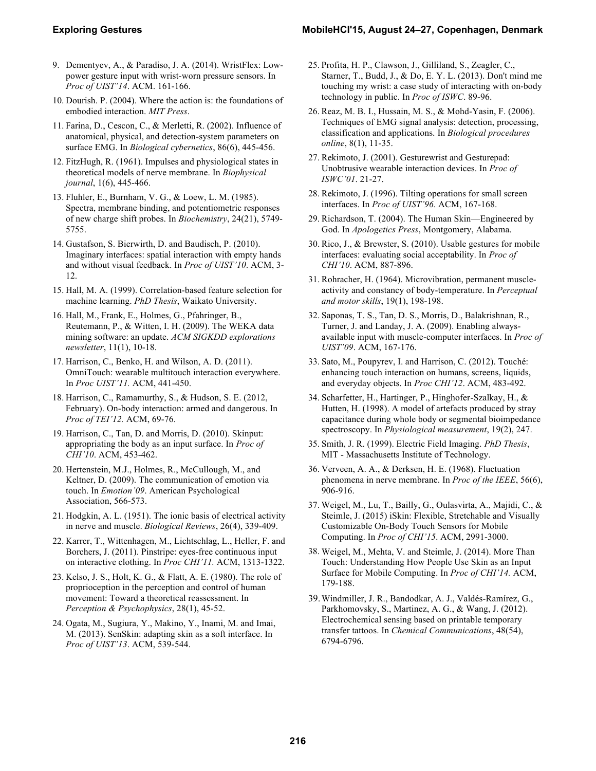9. Dementyev, A., & Paradiso, J. A. (2014). WristFlex: Low-power gesture input with wrist-worn pressure sensors. In *Proc of UIST'14*. ACM. 161-166.
10. Dourish. P. (2004). Where the action is: the foundations of embodied interaction. *MIT Press*.
11. Farina, D., Cescon, C., & Merletti, R. (2002). Influence of anatomical, physical, and detection-system parameters on surface EMG. In *Biological cybernetics*, 86(6), 445-456.
12. FitzHugh, R. (1961). Impulses and physiological states in theoretical models of nerve membrane. In *Biophysical journal*, 1(6), 445-466.
13. Fluhler, E., Burnham, V. G., & Loew, L. M. (1985). Spectra, membrane binding, and potentiometric responses of new charge shift probes. In *Biochemistry*, 24(21), 5749-5755.
14. Gustafson, S. Bierwirth, D. and Baudisch, P. (2010). Imaginary interfaces: spatial interaction with empty hands and without visual feedback. In *Proc of UIST'10*. ACM, 3-12.
15. Hall, M. A. (1999). Correlation-based feature selection for machine learning. *PhD Thesis*, Waikato University.
16. Hall, M., Frank, E., Holmes, G., Pfahringer, B., Reutemann, P., & Witten, I. H. (2009). The WEKA data mining software: an update. *ACM SIGKDD explorations newsletter*, 11(1), 10-18.
17. Harrison, C., Benko, H. and Wilson, A. D. (2011). OmniTouch: wearable multitouch interaction everywhere. In *Proc UIST'11.* ACM, 441-450.
18. Harrison, C., Ramamurthy, S., & Hudson, S. E. (2012, February). On-body interaction: armed and dangerous. In *Proc of TEI'12.* ACM, 69-76.
19. Harrison, C., Tan, D. and Morris, D. (2010). Skinput: appropriating the body as an input surface. In *Proc of CHI'10*. ACM, 453-462.
20. Hertenstein, M.J., Holmes, R., McCullough, M., and Keltner, D. (2009). The communication of emotion via touch. In *Emotion'09*. American Psychological Association, 566-573.
21. Hodgkin, A. L. (1951). The ionic basis of electrical activity in nerve and muscle. *Biological Reviews*, 26(4), 339-409.
22. Karrer, T., Wittenhagen, M., Lichtschlag, L., Heller, F. and Borchers, J. (2011). Pinstripe: eyes-free continuous input on interactive clothing. In *Proc CHI'11.* ACM, 1313-1322.
23. Kelso, J. S., Holt, K. G., & Flatt, A. E. (1980). The role of proprioception in the perception and control of human movement: Toward a theoretical reassessment. In *Perception & Psychophysics*, 28(1), 45-52.
24. Ogata, M., Sugiura, Y., Makino, Y., Inami, M. and Imai, M. (2013). SenSkin: adapting skin as a soft interface. In *Proc of UIST'13*. ACM, 539-544.
25. Profita, H. P., Clawson, J., Gilliland, S., Zeagler, C., Starner, T., Budd, J., & Do, E. Y. L. (2013). Don't mind me touching my wrist: a case study of interacting with on-body technology in public. In *Proc of ISWC*. 89-96.
26. Reaz, M. B. I., Hussain, M. S., & Mohd-Yasin, F. (2006). Techniques of EMG signal analysis: detection, processing, classification and applications. In *Biological procedures online*, 8(1), 11-35.
27. Rekimoto, J. (2001). Gesturewrist and Gesturepad: Unobtrusive wearable interaction devices. In *Proc of ISWC'01*. 21-27.
28. Rekimoto, J. (1996). Tilting operations for small screen interfaces. In *Proc of UIST'96.* ACM, 167-168.
29. Richardson, T. (2004). The Human Skin—Engineered by God. In *Apologetics Press*, Montgomery, Alabama.
30. Rico, J., & Brewster, S. (2010). Usable gestures for mobile interfaces: evaluating social acceptability. In *Proc of CHI'10*. ACM, 887-896.
31. Rohracher, H. (1964). Microvibration, permanent muscle-activity and constancy of body-temperature. In *Perceptual and motor skills*, 19(1), 198-198.
32. Saponas, T. S., Tan, D. S., Morris, D., Balakrishnan, R., Turner, J. and Landay, J. A. (2009). Enabling always-available input with muscle-computer interfaces. In *Proc of UIST'09*. ACM, 167-176.
33. Sato, M., Poupyrev, I. and Harrison, C. (2012). Touché: enhancing touch interaction on humans, screens, liquids, and everyday objects. In *Proc CHI'12*. ACM, 483-492.
34. Scharfetter, H., Hartinger, P., Hinghofer-Szalkay, H., & Hutten, H. (1998). A model of artefacts produced by stray capacitance during whole body or segmental bioimpedance spectroscopy. In *Physiological measurement*, 19(2), 247.
35. Smith, J. R. (1999). Electric Field Imaging. *PhD Thesis*, MIT - Massachusetts Institute of Technology.
36. Verveen, A. A., & Derksen, H. E. (1968). Fluctuation phenomena in nerve membrane. In *Proc of the IEEE*, 56(6), 906-916.
37. Weigel, M., Lu, T., Bailly, G., Oulasvirta, A., Majidi, C., & Steimle, J. (2015) iSkin: Flexible, Stretchable and Visually Customizable On-Body Touch Sensors for Mobile Computing. In *Proc of CHI'15*. ACM, 2991-3000.
38. Weigel, M., Mehta, V. and Steimle, J. (2014). More Than Touch: Understanding How People Use Skin as an Input Surface for Mobile Computing. In *Proc of CHI'14.* ACM, 179-188.
39. Windmiller, J. R., Bandodkar, A. J., Valdés-Ramírez, G., Parkhomovsky, S., Martinez, A. G., & Wang, J. (2012). Electrochemical sensing based on printable temporary transfer tattoos. In *Chemical Communications*, 48(54), 6794-6796.